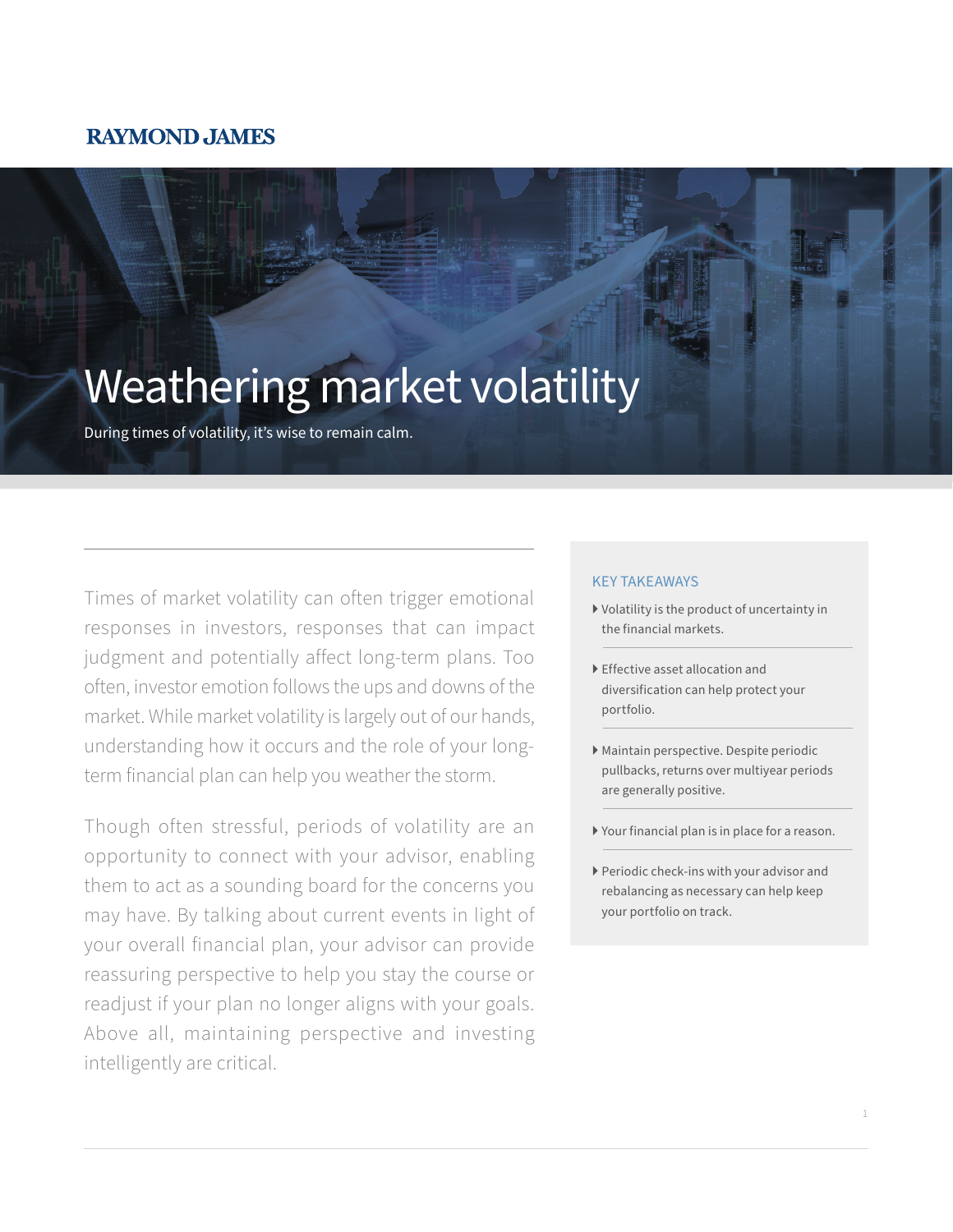RAYMOND JAMES

# Weathering market volatility

During times of volatility, it's wise to remain calm.

Times of market volatility can often trigger emotional responses in investors, responses that can impact judgment and potentially affect long-term plans. Too often, investor emotion follows the ups and downs of the market. While market volatility is largely out of our hands, understanding how it occurs and the role of your long-term financial plan can help you weather the storm.

Though often stressful, periods of volatility are an opportunity to connect with your advisor, enabling them to act as a sounding board for the concerns you may have. By talking about current events in light of your overall financial plan, your advisor can provide reassuring perspective to help you stay the course or readjust if your plan no longer aligns with your goals. Above all, maintaining perspective and investing intelligently are critical.

### KEY TAKEAWAYS

- Volatility is the product of uncertainty in the financial markets.
- Effective asset allocation and diversification can help protect your portfolio.
- Maintain perspective. Despite periodic pullbacks, returns over multiyear periods are generally positive.
- Your financial plan is in place for a reason.
- Periodic check-ins with your advisor and rebalancing as necessary can help keep your portfolio on track.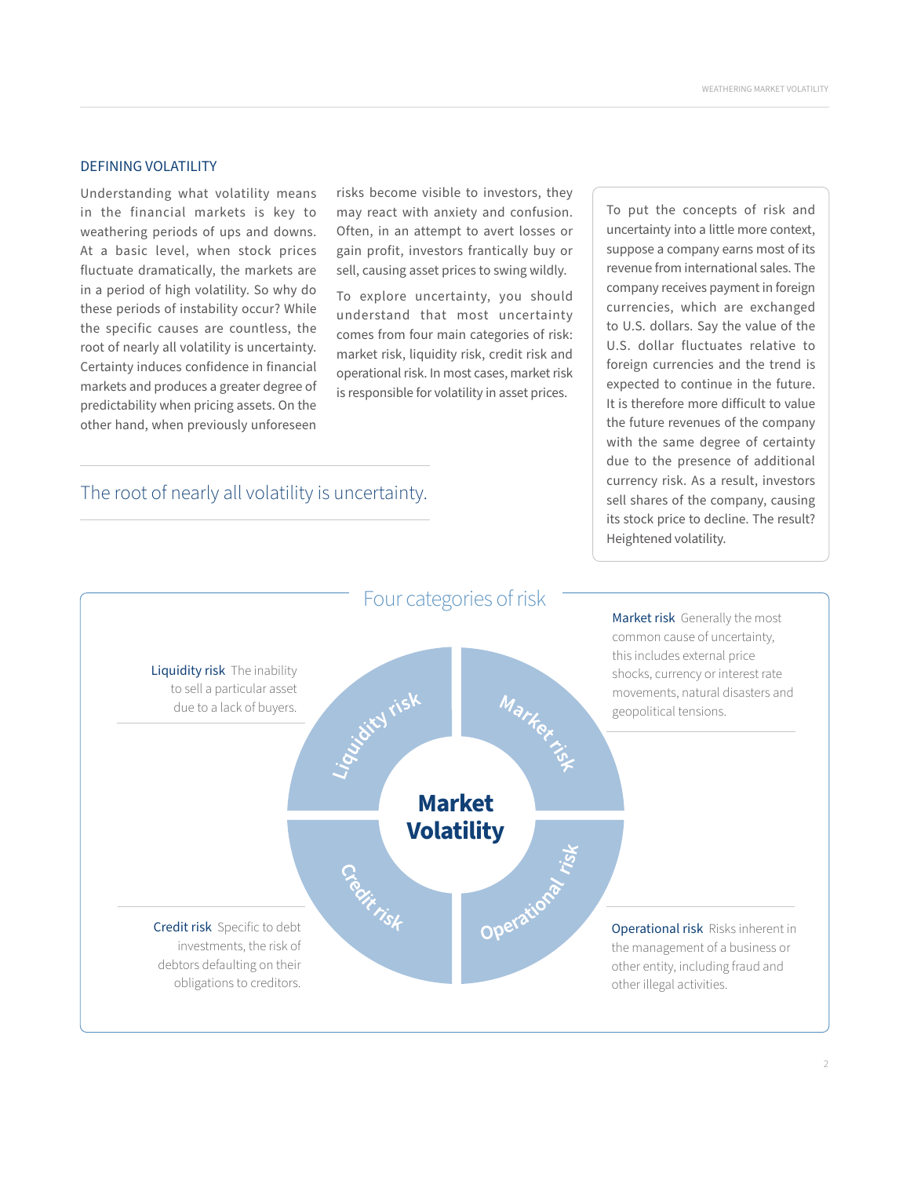## DEFINING VOLATILITY

Understanding what volatility means in the financial markets is key to weathering periods of ups and downs. At a basic level, when stock prices fluctuate dramatically, the markets are in a period of high volatility. So why do these periods of instability occur? While the specific causes are countless, the root of nearly all volatility is uncertainty. Certainty induces confidence in financial markets and produces a greater degree of predictability when pricing assets. On the other hand, when previously unforeseen risks become visible to investors, they may react with anxiety and confusion. Often, in an attempt to avert losses or gain profit, investors frantically buy or sell, causing asset prices to swing wildly.

To explore uncertainty, you should understand that most uncertainty comes from four main categories of risk: market risk, liquidity risk, credit risk and operational risk. In most cases, market risk is responsible for volatility in asset prices.

> The root of nearly all volatility is uncertainty.

To put the concepts of risk and uncertainty into a little more context, suppose a company earns most of its revenue from international sales. The company receives payment in foreign currencies, which are exchanged to U.S. dollars. Say the value of the U.S. dollar fluctuates relative to foreign currencies and the trend is expected to continue in the future. It is therefore more difficult to value the future revenues of the company with the same degree of certainty due to the presence of additional currency risk. As a result, investors sell shares of the company, causing its stock price to decline. The result? Heightened volatility.

### Four categories of risk

**Market Volatility**

**Liquidity risk** The inability to sell a particular asset due to a lack of buyers.

**Market risk** Generally the most common cause of uncertainty, this includes external price shocks, currency or interest rate movements, natural disasters and geopolitical tensions.

**Credit risk** Specific to debt investments, the risk of debtors defaulting on their obligations to creditors.

**Operational risk** Risks inherent in the management of a business or other entity, including fraud and other illegal activities.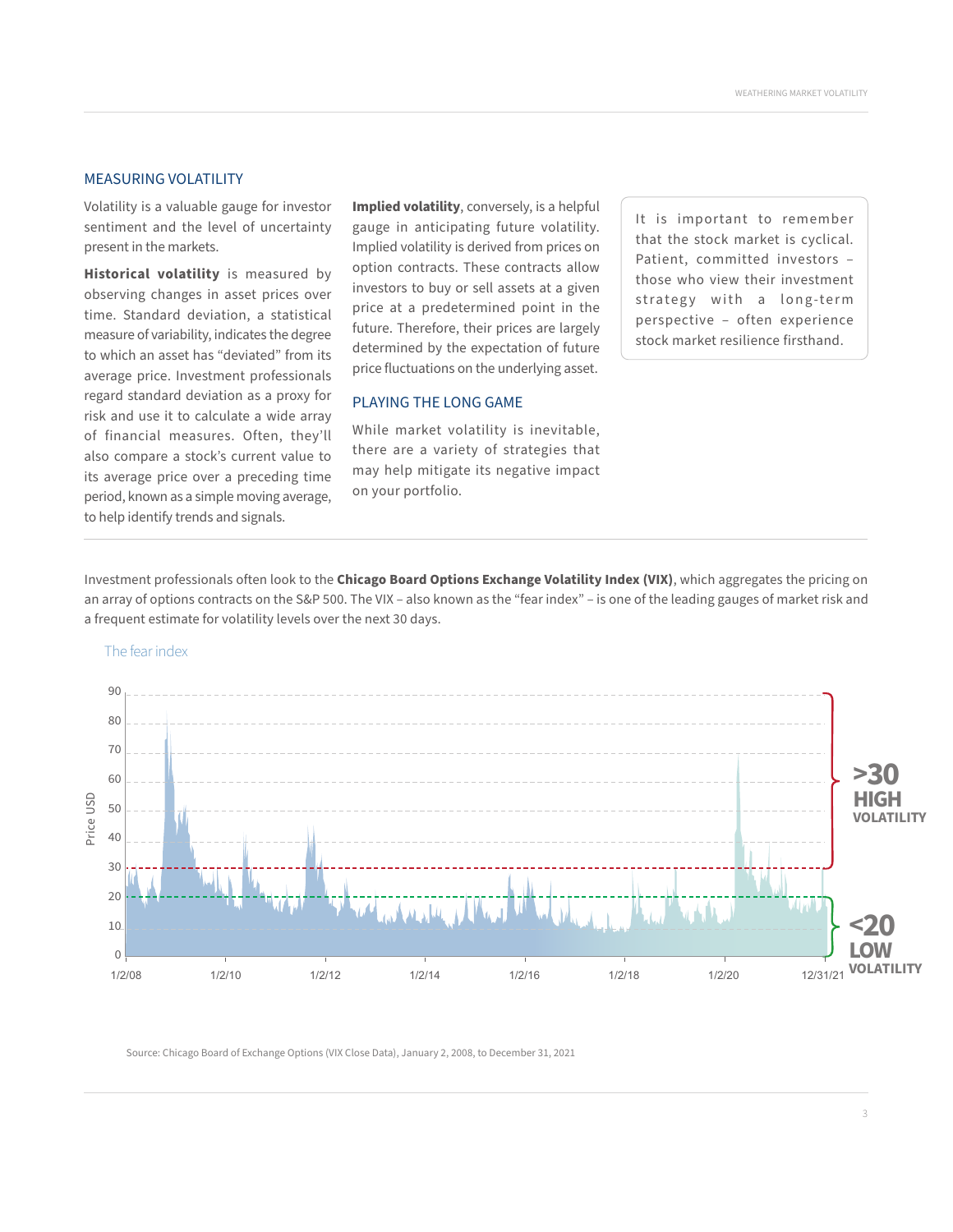## MEASURING VOLATILITY

Volatility is a valuable gauge for investor sentiment and the level of uncertainty present in the markets.

**Historical volatility** is measured by observing changes in asset prices over time. Standard deviation, a statistical measure of variability, indicates the degree to which an asset has "deviated" from its average price. Investment professionals regard standard deviation as a proxy for risk and use it to calculate a wide array of financial measures. Often, they'll also compare a stock's current value to its average price over a preceding time period, known as a simple moving average, to help identify trends and signals.

**Implied volatility**, conversely, is a helpful gauge in anticipating future volatility. Implied volatility is derived from prices on option contracts. These contracts allow investors to buy or sell assets at a given price at a predetermined point in the future. Therefore, their prices are largely determined by the expectation of future price fluctuations on the underlying asset.

## PLAYING THE LONG GAME

While market volatility is inevitable, there are a variety of strategies that may help mitigate its negative impact on your portfolio.

> It is important to remember that the stock market is cyclical. Patient, committed investors – those who view their investment strategy with a long-term perspective – often experience stock market resilience firsthand.

Investment professionals often look to the **Chicago Board Options Exchange Volatility Index (VIX)**, which aggregates the pricing on an array of options contracts on the S&P 500. The VIX – also known as the "fear index" – is one of the leading gauges of market risk and a frequent estimate for volatility levels over the next 30 days.

The fear index

Source: Chicago Board of Exchange Options (VIX Close Data), January 2, 2008, to December 31, 2021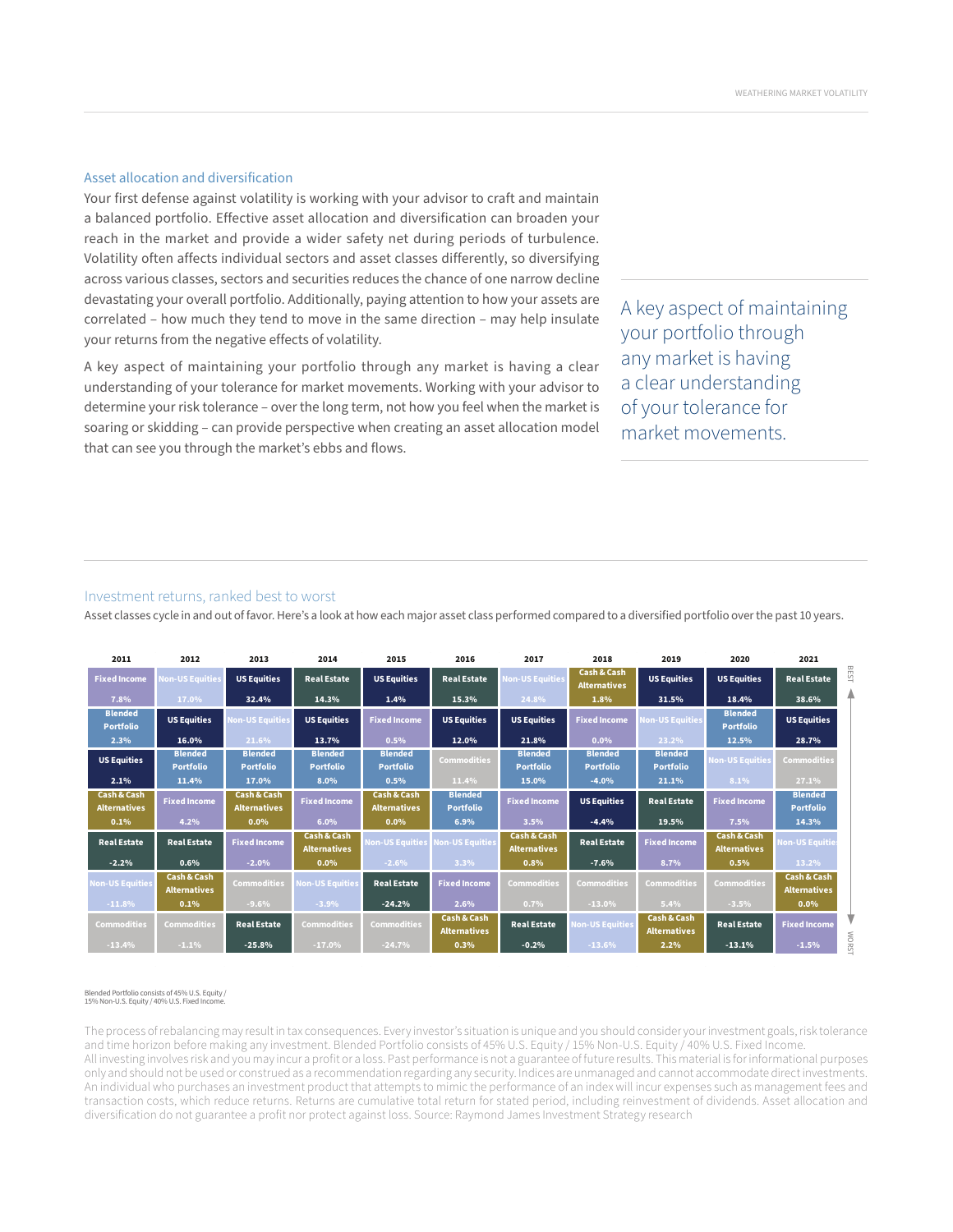## Asset allocation and diversification

Your first defense against volatility is working with your advisor to craft and maintain a balanced portfolio. Effective asset allocation and diversification can broaden your reach in the market and provide a wider safety net during periods of turbulence. Volatility often affects individual sectors and asset classes differently, so diversifying across various classes, sectors and securities reduces the chance of one narrow decline devastating your overall portfolio. Additionally, paying attention to how your assets are correlated – how much they tend to move in the same direction – may help insulate your returns from the negative effects of volatility.

A key aspect of maintaining your portfolio through any market is having a clear understanding of your tolerance for market movements. Working with your advisor to determine your risk tolerance – over the long term, not how you feel when the market is soaring or skidding – can provide perspective when creating an asset allocation model that can see you through the market's ebbs and flows.

> A key aspect of maintaining your portfolio through any market is having a clear understanding of your tolerance for market movements.

## Investment returns, ranked best to worst

Asset classes cycle in and out of favor. Here's a look at how each major asset class performed compared to a diversified portfolio over the past 10 years.

| Rank | 2011 | 2012 | 2013 | 2014 | 2015 | 2016 | 2017 | 2018 | 2019 | 2020 | 2021 |
|---|---|---|---|---|---|---|---|---|---|---|---|
| BEST | Fixed Income 7.8% | Non-US Equities 17.0% | US Equities 32.4% | Real Estate 14.3% | US Equities 1.4% | Real Estate 15.3% | Non-US Equities 24.8% | Cash & Cash Alternatives 1.8% | US Equities 31.5% | US Equities 18.4% | Real Estate 38.6% |
| | Blended Portfolio 2.3% | US Equities 16.0% | Non-US Equities 21.6% | US Equities 13.7% | Fixed Income 0.5% | US Equities 12.0% | US Equities 21.8% | Fixed Income 0.0% | Non-US Equities 23.2% | Blended Portfolio 12.5% | US Equities 28.7% |
| | US Equities 2.1% | Blended Portfolio 11.4% | Blended Portfolio 17.0% | Blended Portfolio 8.0% | Blended Portfolio 0.5% | Commodities 11.4% | Blended Portfolio 15.0% | Blended Portfolio -4.0% | Blended Portfolio 21.1% | Non-US Equities 8.1% | Commodities 27.1% |
| | Cash & Cash Alternatives 0.1% | Fixed Income 4.2% | Cash & Cash Alternatives 0.0% | Fixed Income 6.0% | Cash & Cash Alternatives 0.0% | Blended Portfolio 6.9% | Fixed Income 3.5% | US Equities -4.4% | Real Estate 19.5% | Fixed Income 7.5% | Blended Portfolio 14.3% |
| | Real Estate -2.2% | Real Estate 0.6% | Fixed Income -2.0% | Cash & Cash Alternatives 0.0% | Non-US Equities -2.6% | Non-US Equities 3.3% | Cash & Cash Alternatives 0.8% | Real Estate -7.6% | Fixed Income 8.7% | Cash & Cash Alternatives 0.5% | Non-US Equities 13.2% |
| | Non-US Equities -11.8% | Cash & Cash Alternatives 0.1% | Commodities -9.6% | Non-US Equities -3.9% | Real Estate -24.2% | Fixed Income 2.6% | Commodities 0.7% | Commodities -13.0% | Commodities 5.4% | Commodities -3.5% | Cash & Cash Alternatives 0.0% |
| WORST | Commodities -13.4% | Commodities -1.1% | Real Estate -25.8% | Commodities -17.0% | Commodities -24.7% | Cash & Cash Alternatives 0.3% | Real Estate -0.2% | Non-US Equities -13.6% | Cash & Cash Alternatives 2.2% | Real Estate -13.1% | Fixed Income -1.5% |

Blended Portfolio consists of 45% U.S. Equity / 15% Non-U.S. Equity / 40% U.S. Fixed Income.

The process of rebalancing may result in tax consequences. Every investor's situation is unique and you should consider your investment goals, risk tolerance and time horizon before making any investment. Blended Portfolio consists of 45% U.S. Equity / 15% Non-U.S. Equity / 40% U.S. Fixed Income. All investing involves risk and you may incur a profit or a loss. Past performance is not a guarantee of future results. This material is for informational purposes only and should not be used or construed as a recommendation regarding any security. Indices are unmanaged and cannot accommodate direct investments. An individual who purchases an investment product that attempts to mimic the performance of an index will incur expenses such as management fees and transaction costs, which reduce returns. Returns are cumulative total return for stated period, including reinvestment of dividends. Asset allocation and diversification do not guarantee a profit nor protect against loss. Source: Raymond James Investment Strategy research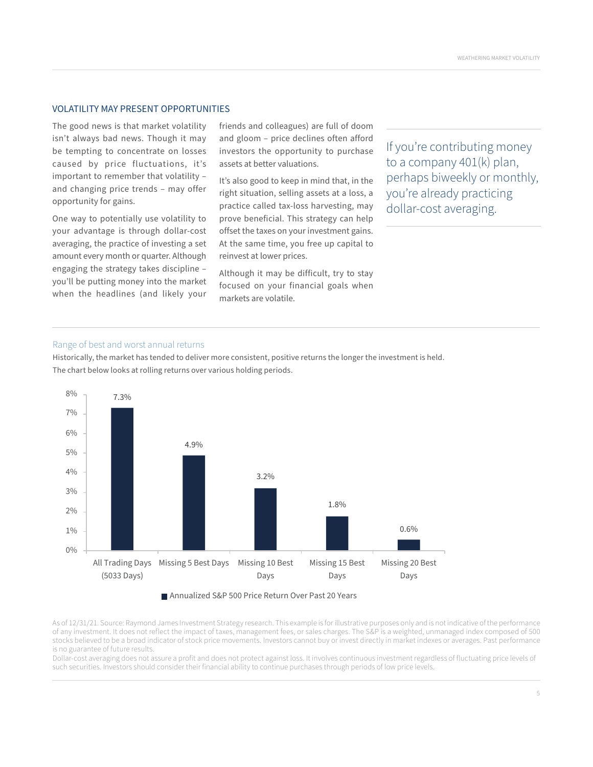## VOLATILITY MAY PRESENT OPPORTUNITIES

The good news is that market volatility isn't always bad news. Though it may be tempting to concentrate on losses caused by price fluctuations, it's important to remember that volatility – and changing price trends – may offer opportunity for gains.

One way to potentially use volatility to your advantage is through dollar-cost averaging, the practice of investing a set amount every month or quarter. Although engaging the strategy takes discipline – you'll be putting money into the market when the headlines (and likely your friends and colleagues) are full of doom and gloom – price declines often afford investors the opportunity to purchase assets at better valuations.

It's also good to keep in mind that, in the right situation, selling assets at a loss, a practice called tax-loss harvesting, may prove beneficial. This strategy can help offset the taxes on your investment gains. At the same time, you free up capital to reinvest at lower prices.

Although it may be difficult, try to stay focused on your financial goals when markets are volatile.

> If you're contributing money to a company 401(k) plan, perhaps biweekly or monthly, you're already practicing dollar-cost averaging.

### Range of best and worst annual returns

Historically, the market has tended to deliver more consistent, positive returns the longer the investment is held. The chart below looks at rolling returns over various holding periods.

| | Annualized S&P 500 Price Return Over Past 20 Years |
|---|---|
| All Trading Days (5033 Days) | 7.3% |
| Missing 5 Best Days | 4.9% |
| Missing 10 Best Days | 3.2% |
| Missing 15 Best Days | 1.8% |
| Missing 20 Best Days | 0.6% |

As of 12/31/21. Source: Raymond James Investment Strategy research. This example is for illustrative purposes only and is not indicative of the performance of any investment. It does not reflect the impact of taxes, management fees, or sales charges. The S&P is a weighted, unmanaged index composed of 500 stocks believed to be a broad indicator of stock price movements. Investors cannot buy or invest directly in market indexes or averages. Past performance is no guarantee of future results.

Dollar-cost averaging does not assure a profit and does not protect against loss. It involves continuous investment regardless of fluctuating price levels of such securities. Investors should consider their financial ability to continue purchases through periods of low price levels.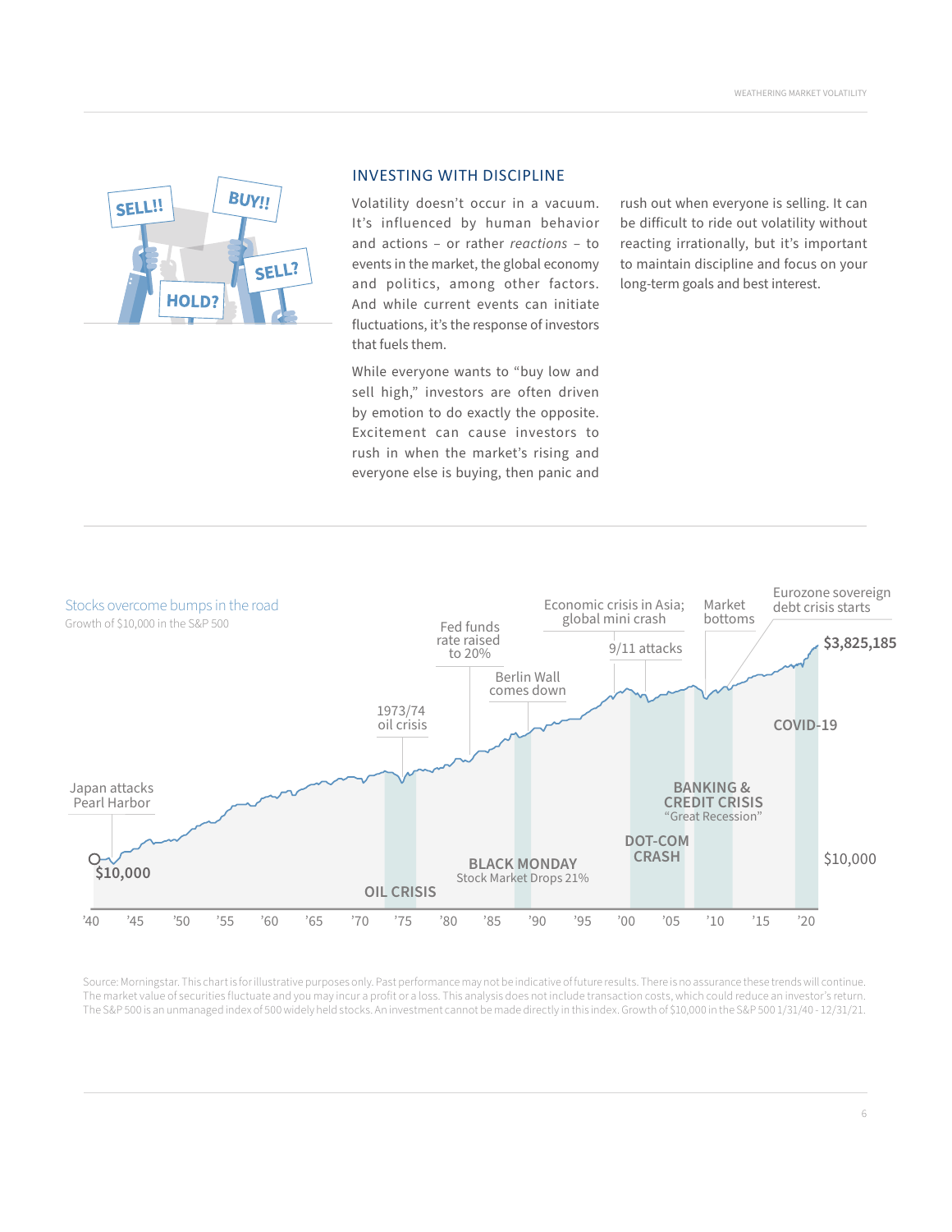## INVESTING WITH DISCIPLINE

Volatility doesn't occur in a vacuum. It's influenced by human behavior and actions – or rather *reactions* – to events in the market, the global economy and politics, among other factors. And while current events can initiate fluctuations, it's the response of investors that fuels them.

While everyone wants to "buy low and sell high," investors are often driven by emotion to do exactly the opposite. Excitement can cause investors to rush in when the market's rising and everyone else is buying, then panic and rush out when everyone is selling. It can be difficult to ride out volatility without reacting irrationally, but it's important to maintain discipline and focus on your long-term goals and best interest.

**Stocks overcome bumps in the road**

Growth of $10,000 in the S&P 500

Chart labels: $10,000 ('40) to $3,825,185 ('21). Events: Japan attacks Pearl Harbor; 1973/74 oil crisis; OIL CRISIS; Fed funds rate raised to 20%; Berlin Wall comes down; BLACK MONDAY – Stock Market Drops 21%; Economic crisis in Asia; global mini crash; 9/11 attacks; DOT-COM CRASH; Market bottoms; BANKING & CREDIT CRISIS "Great Recession"; Eurozone sovereign debt crisis starts; COVID-19.

Axis: '40, '45, '50, '55, '60, '65, '70, '75, '80, '85, '90, '95, '00, '05, '10, '15, '20

Source: Morningstar. This chart is for illustrative purposes only. Past performance may not be indicative of future results. There is no assurance these trends will continue. The market value of securities fluctuate and you may incur a profit or a loss. This analysis does not include transaction costs, which could reduce an investor's return. The S&P 500 is an unmanaged index of 500 widely held stocks. An investment cannot be made directly in this index. Growth of $10,000 in the S&P 500 1/31/40 - 12/31/21.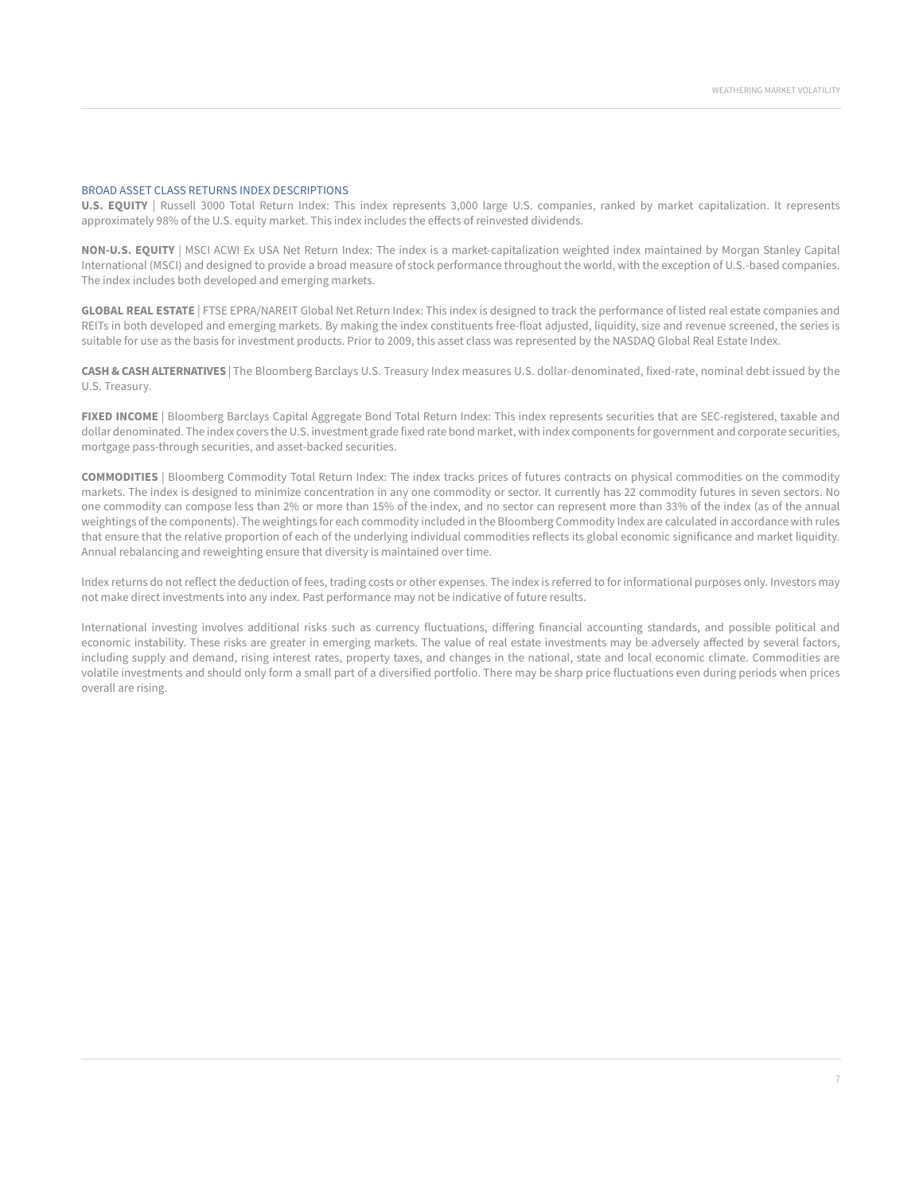## BROAD ASSET CLASS RETURNS INDEX DESCRIPTIONS

**U.S. EQUITY** | Russell 3000 Total Return Index: This index represents 3,000 large U.S. companies, ranked by market capitalization. It represents approximately 98% of the U.S. equity market. This index includes the effects of reinvested dividends.

**NON-U.S. EQUITY** | MSCI ACWI Ex USA Net Return Index: The index is a market-capitalization weighted index maintained by Morgan Stanley Capital International (MSCI) and designed to provide a broad measure of stock performance throughout the world, with the exception of U.S.-based companies. The index includes both developed and emerging markets.

**GLOBAL REAL ESTATE** | FTSE EPRA/NAREIT Global Net Return Index: This index is designed to track the performance of listed real estate companies and REITs in both developed and emerging markets. By making the index constituents free-float adjusted, liquidity, size and revenue screened, the series is suitable for use as the basis for investment products. Prior to 2009, this asset class was represented by the NASDAQ Global Real Estate Index.

**CASH & CASH ALTERNATIVES** | The Bloomberg Barclays U.S. Treasury Index measures U.S. dollar-denominated, fixed-rate, nominal debt issued by the U.S. Treasury.

**FIXED INCOME** | Bloomberg Barclays Capital Aggregate Bond Total Return Index: This index represents securities that are SEC-registered, taxable and dollar denominated. The index covers the U.S. investment grade fixed rate bond market, with index components for government and corporate securities, mortgage pass-through securities, and asset-backed securities.

**COMMODITIES** | Bloomberg Commodity Total Return Index: The index tracks prices of futures contracts on physical commodities on the commodity markets. The index is designed to minimize concentration in any one commodity or sector. It currently has 22 commodity futures in seven sectors. No one commodity can compose less than 2% or more than 15% of the index, and no sector can represent more than 33% of the index (as of the annual weightings of the components). The weightings for each commodity included in the Bloomberg Commodity Index are calculated in accordance with rules that ensure that the relative proportion of each of the underlying individual commodities reflects its global economic significance and market liquidity. Annual rebalancing and reweighting ensure that diversity is maintained over time.

Index returns do not reflect the deduction of fees, trading costs or other expenses. The index is referred to for informational purposes only. Investors may not make direct investments into any index. Past performance may not be indicative of future results.

International investing involves additional risks such as currency fluctuations, differing financial accounting standards, and possible political and economic instability. These risks are greater in emerging markets. The value of real estate investments may be adversely affected by several factors, including supply and demand, rising interest rates, property taxes, and changes in the national, state and local economic climate. Commodities are volatile investments and should only form a small part of a diversified portfolio. There may be sharp price fluctuations even during periods when prices overall are rising.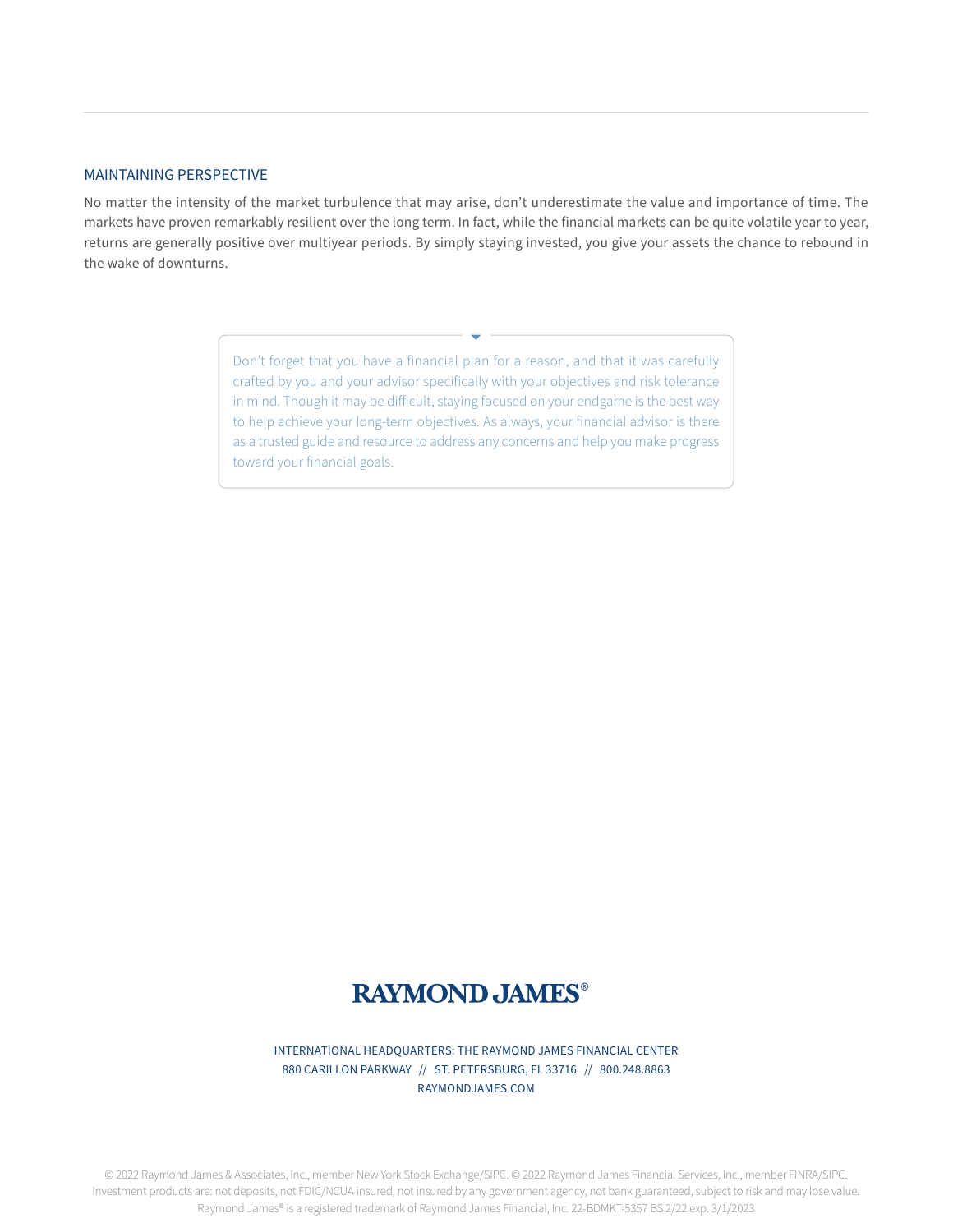## MAINTAINING PERSPECTIVE

No matter the intensity of the market turbulence that may arise, don't underestimate the value and importance of time. The markets have proven remarkably resilient over the long term. In fact, while the financial markets can be quite volatile year to year, returns are generally positive over multiyear periods. By simply staying invested, you give your assets the chance to rebound in the wake of downturns.

> Don't forget that you have a financial plan for a reason, and that it was carefully crafted by you and your advisor specifically with your objectives and risk tolerance in mind. Though it may be difficult, staying focused on your endgame is the best way to help achieve your long-term objectives. As always, your financial advisor is there as a trusted guide and resource to address any concerns and help you make progress toward your financial goals.

**RAYMOND JAMES®**

INTERNATIONAL HEADQUARTERS: THE RAYMOND JAMES FINANCIAL CENTER
880 CARILLON PARKWAY // ST. PETERSBURG, FL 33716 // 800.248.8863
RAYMONDJAMES.COM

© 2022 Raymond James & Associates, Inc., member New York Stock Exchange/SIPC. © 2022 Raymond James Financial Services, Inc., member FINRA/SIPC. Investment products are: not deposits, not FDIC/NCUA insured, not insured by any government agency, not bank guaranteed, subject to risk and may lose value. Raymond James® is a registered trademark of Raymond James Financial, Inc. 22-BDMKT-5357 BS 2/22 exp. 3/1/2023